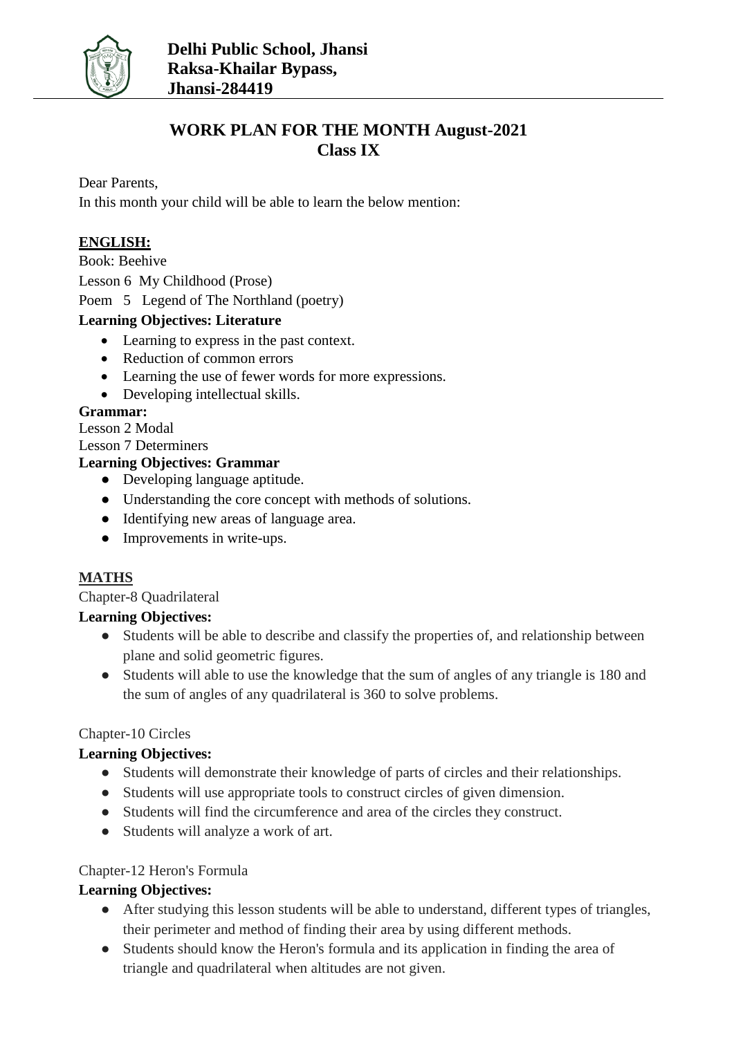**Delhi Public School, Jhansi**
**Raksa-Khailar Bypass,**
**Jhansi-284419**

# WORK PLAN FOR THE MONTH August-2021
## Class IX

Dear Parents,

In this month your child will be able to learn the below mention:

## ENGLISH:

Book: Beehive

Lesson 6 My Childhood (Prose)

Poem 5 Legend of The Northland (poetry)

**Learning Objectives: Literature**

- Learning to express in the past context.
- Reduction of common errors
- Learning the use of fewer words for more expressions.
- Developing intellectual skills.

**Grammar:**

Lesson 2 Modal

Lesson 7 Determiners

**Learning Objectives: Grammar**

- Developing language aptitude.
- Understanding the core concept with methods of solutions.
- Identifying new areas of language area.
- Improvements in write-ups.

## MATHS

Chapter-8 Quadrilateral

**Learning Objectives:**

- Students will be able to describe and classify the properties of, and relationship between plane and solid geometric figures.
- Students will able to use the knowledge that the sum of angles of any triangle is 180 and the sum of angles of any quadrilateral is 360 to solve problems.

Chapter-10 Circles

**Learning Objectives:**

- Students will demonstrate their knowledge of parts of circles and their relationships.
- Students will use appropriate tools to construct circles of given dimension.
- Students will find the circumference and area of the circles they construct.
- Students will analyze a work of art.

Chapter-12 Heron's Formula

**Learning Objectives:**

- After studying this lesson students will be able to understand, different types of triangles, their perimeter and method of finding their area by using different methods.
- Students should know the Heron's formula and its application in finding the area of triangle and quadrilateral when altitudes are not given.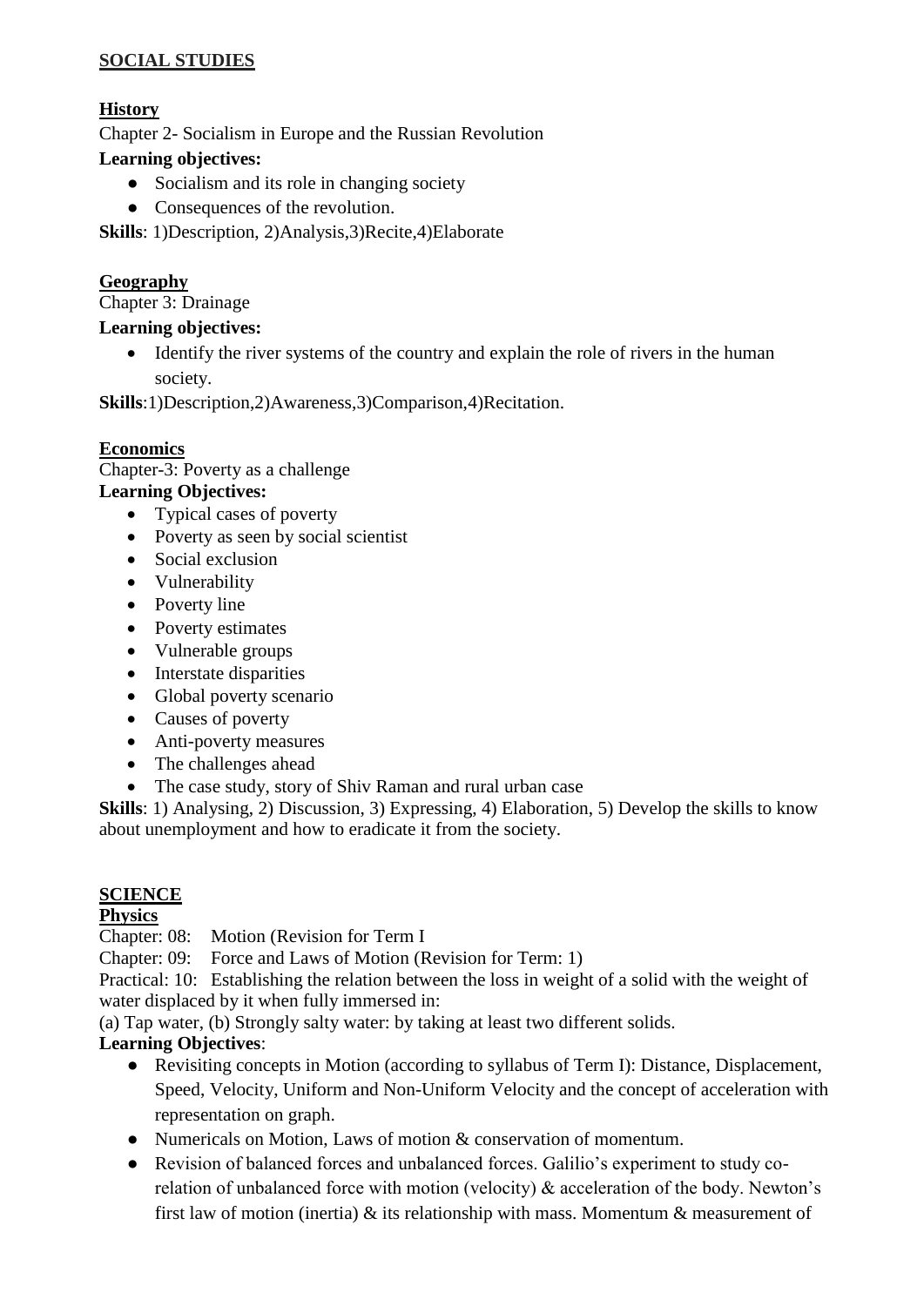## SOCIAL STUDIES

### History

Chapter 2- Socialism in Europe and the Russian Revolution

**Learning objectives:**

- Socialism and its role in changing society
- Consequences of the revolution.

**Skills**: 1)Description, 2)Analysis,3)Recite,4)Elaborate

### Geography

Chapter 3: Drainage

**Learning objectives:**

- Identify the river systems of the country and explain the role of rivers in the human society.

**Skills**:1)Description,2)Awareness,3)Comparison,4)Recitation.

### Economics

Chapter-3: Poverty as a challenge

**Learning Objectives:**

- Typical cases of poverty
- Poverty as seen by social scientist
- Social exclusion
- Vulnerability
- Poverty line
- Poverty estimates
- Vulnerable groups
- Interstate disparities
- Global poverty scenario
- Causes of poverty
- Anti-poverty measures
- The challenges ahead
- The case study, story of Shiv Raman and rural urban case

**Skills**: 1) Analysing, 2) Discussion, 3) Expressing, 4) Elaboration, 5) Develop the skills to know about unemployment and how to eradicate it from the society.

## SCIENCE

### Physics

Chapter: 08: Motion (Revision for Term I

Chapter: 09: Force and Laws of Motion (Revision for Term: 1)

Practical: 10: Establishing the relation between the loss in weight of a solid with the weight of water displaced by it when fully immersed in:

(a) Tap water, (b) Strongly salty water: by taking at least two different solids.

**Learning Objectives**:

- Revisiting concepts in Motion (according to syllabus of Term I): Distance, Displacement, Speed, Velocity, Uniform and Non-Uniform Velocity and the concept of acceleration with representation on graph.
- Numericals on Motion, Laws of motion & conservation of momentum.
- Revision of balanced forces and unbalanced forces. Galilio's experiment to study co-relation of unbalanced force with motion (velocity) & acceleration of the body. Newton's first law of motion (inertia) & its relationship with mass. Momentum & measurement of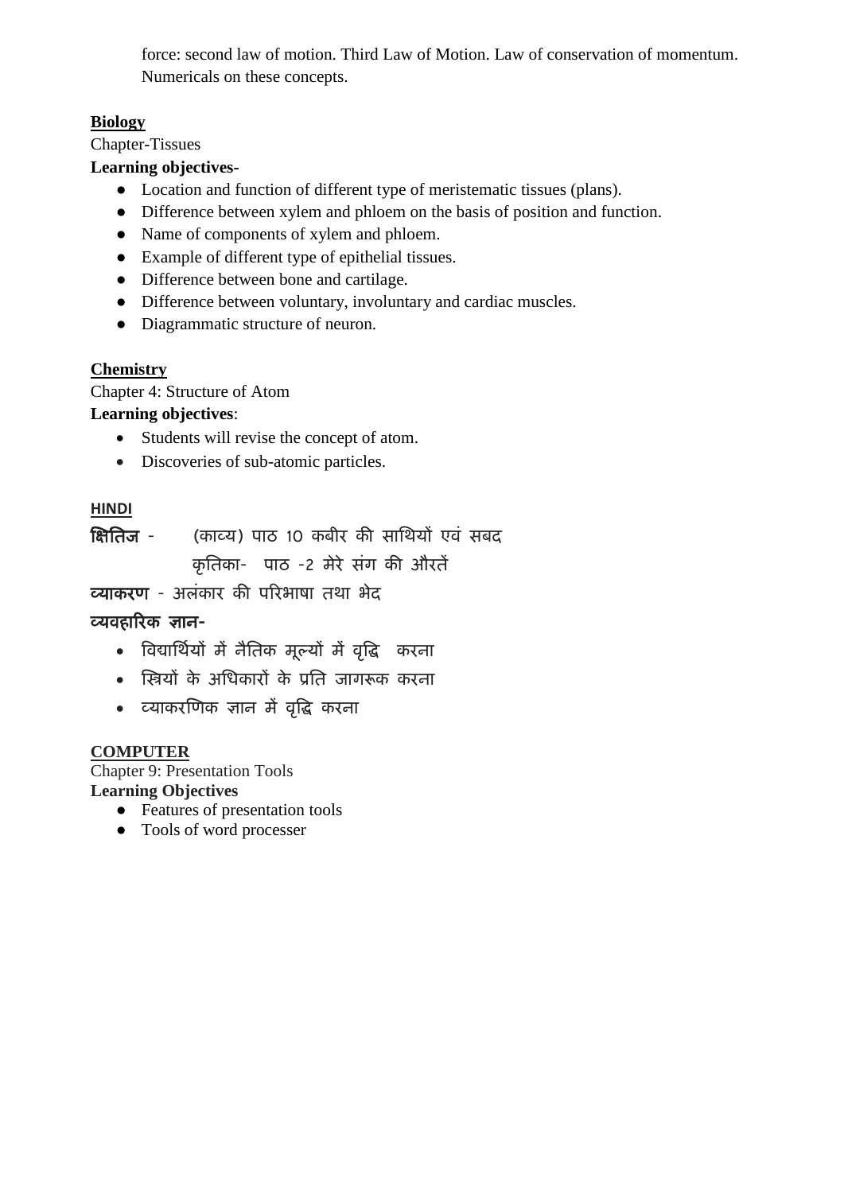force: second law of motion. Third Law of Motion. Law of conservation of momentum. Numericals on these concepts.

**Biology**

Chapter-Tissues

**Learning objectives-**

- Location and function of different type of meristematic tissues (plans).
- Difference between xylem and phloem on the basis of position and function.
- Name of components of xylem and phloem.
- Example of different type of epithelial tissues.
- Difference between bone and cartilage.
- Difference between voluntary, involuntary and cardiac muscles.
- Diagrammatic structure of neuron.

**Chemistry**

Chapter 4: Structure of Atom

**Learning objectives**:

- Students will revise the concept of atom.
- Discoveries of sub-atomic particles.

**HINDI**

**क्षितिज** - (काव्य) पाठ 10 कबीर की साखियाँ एवं सबद

कृतिका- पाठ -2 मेरे संग की औरतें

**व्याकरण** - अलंकार की परिभाषा तथा भेद

**व्यवहारिक ज्ञान-**

- विद्यार्थियों में नैतिक मूल्यों में वृद्धि करना
- स्त्रियों के अधिकारों के प्रति जागरूक करना
- व्याकरणिक ज्ञान में वृद्धि करना

**COMPUTER**

Chapter 9: Presentation Tools

**Learning Objectives**

- Features of presentation tools
- Tools of word processer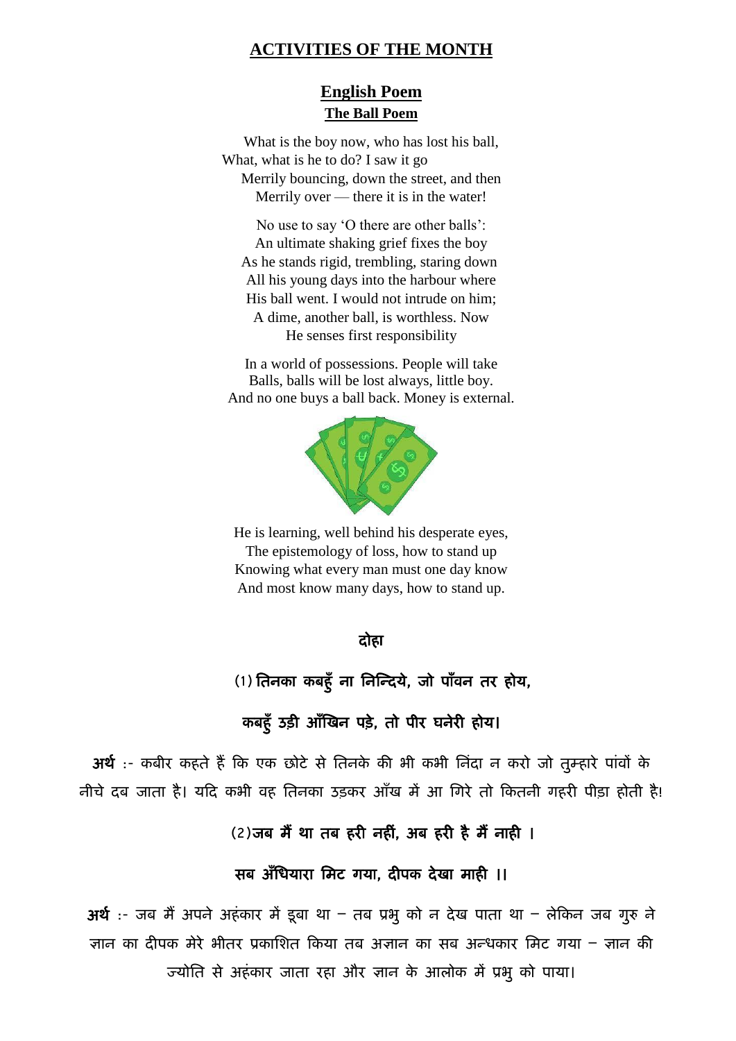# ACTIVITIES OF THE MONTH

## English Poem

### The Ball Poem

What is the boy now, who has lost his ball,
What, what is he to do? I saw it go
Merrily bouncing, down the street, and then
Merrily over — there it is in the water!

No use to say 'O there are other balls':
An ultimate shaking grief fixes the boy
As he stands rigid, trembling, staring down
All his young days into the harbour where
His ball went. I would not intrude on him;
A dime, another ball, is worthless. Now
He senses first responsibility

In a world of possessions. People will take
Balls, balls will be lost always, little boy.
And no one buys a ball back. Money is external.

He is learning, well behind his desperate eyes,
The epistemology of loss, how to stand up
Knowing what every man must one day know
And most know many days, how to stand up.

## दोहा

**(1) तिनका कबहुँ ना निन्दिये, जो पाँवन तर होय,**

**कबहुँ उड़ी आँखिन पड़े, तो पीर घनेरी होय।**

**अर्थ** :- कबीर कहते हैं कि एक छोटे से तिनके की भी कभी निंदा न करो जो तुम्हारे पांवों के नीचे दब जाता है। यदि कभी वह तिनका उड़कर आँख में आ गिरे तो कितनी गहरी पीड़ा होती है!

**(2)जब मैं था तब हरी नहीं, अब हरी है मैं नाही ।**

**सब अँधियारा मिट गया, दीपक देखा माही ।।**

**अर्थ** :- जब मैं अपने अहंकार में डूबा था – तब प्रभु को न देख पाता था – लेकिन जब गुरु ने ज्ञान का दीपक मेरे भीतर प्रकाशित किया तब अज्ञान का सब अन्धकार मिट गया – ज्ञान की ज्योति से अहंकार जाता रहा और ज्ञान के आलोक में प्रभु को पाया।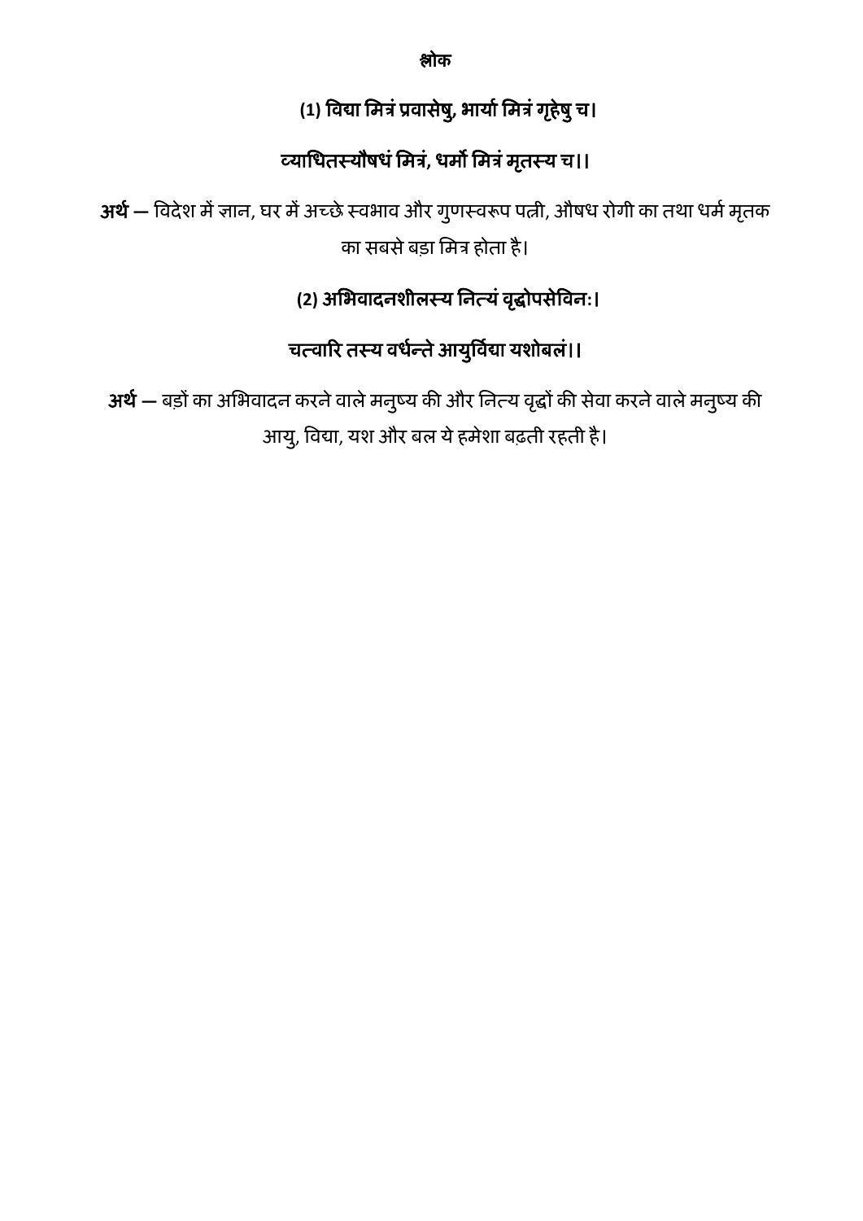**श्लोक**

**(1) विद्या मित्रं प्रवासेषु, भार्या मित्रं गृहेषु च।**

**व्याधितस्यौषधं मित्रं, धर्मो मित्रं मृतस्य च।।**

**अर्थ —** विदेश में ज्ञान, घर में अच्छे स्वभाव और गुणस्वरूप पत्नी, औषध रोगी का तथा धर्म मृतक का सबसे बड़ा मित्र होता है।

**(2) अभिवादनशीलस्य नित्यं वृद्धोपसेविनः।**

**चत्वारि तस्य वर्धन्ते आयुर्विद्या यशोबलं।।**

**अर्थ —** बड़ों का अभिवादन करने वाले मनुष्य की और नित्य वृद्धों की सेवा करने वाले मनुष्य की आयु, विद्या, यश और बल ये हमेशा बढ़ती रहती है।